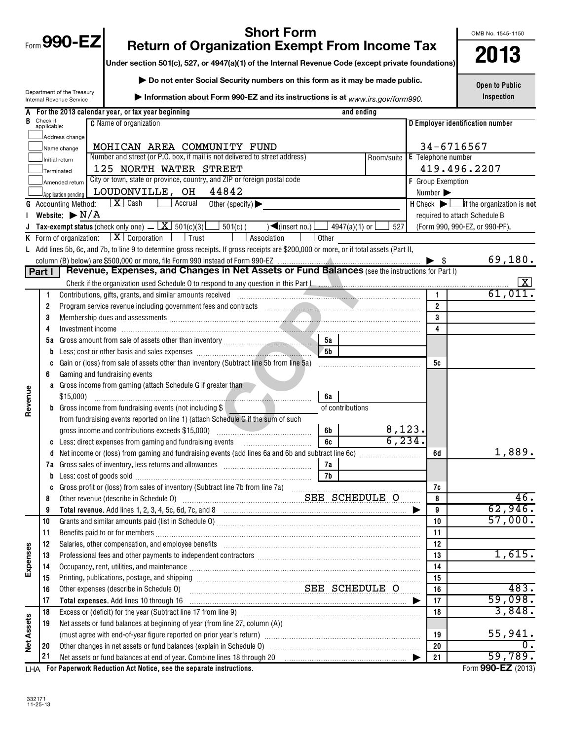# Form 990-EZ

## Short Form
## Return of Organization Exempt From Income Tax

**Under section 501(c), 527, or 4947(a)(1) of the Internal Revenue Code (except private foundations)**

▶ Do not enter Social Security numbers on this form as it may be made public.

▶ Information about Form 990-EZ and its instructions is at *www.irs.gov/form990.*

Department of the Treasury
Internal Revenue Service

OMB No. 1545-1150

**2013**

**Open to Public Inspection**

**A** For the 2013 calendar year, or tax year beginning and ending

**B** Check if applicable:
- Address change
- Name change
- Initial return
- Terminated
- Amended return
- Application pending

**C** Name of organization: MOHICAN AREA COMMUNITY FUND

Number and street (or P.O. box, if mail is not delivered to street address): 125 NORTH WATER STREET — Room/suite

City or town, state or province, country, and ZIP or foreign postal code: LOUDONVILLE, OH 44842

**D** Employer identification number: 34-6716567

**E** Telephone number: 419.496.2207

**F** Group Exemption Number ▶

**G** Accounting Method: [X] Cash [ ] Accrual Other (specify) ▶

**H** Check ▶ [ ] if the organization is **not** required to attach Schedule B (Form 990, 990-EZ, or 990-PF).

**I** Website: ▶ N/A

**J** Tax-exempt status (check only one) — [X] 501(c)(3) [ ] 501(c) ( ) ◀(insert no.) [ ] 4947(a)(1) or [ ] 527

**K** Form of organization: [X] Corporation [ ] Trust [ ] Association [ ] Other

**L** Add lines 5b, 6c, and 7b, to line 9 to determine gross receipts. If gross receipts are $200,000 or more, or if total assets (Part II, column (B) below) are $500,000 or more, file Form 990 instead of Form 990-EZ ▶ $ 69,180.

## Part I — Revenue, Expenses, and Changes in Net Assets or Fund Balances (see the instructions for Part I)

Check if the organization used Schedule O to respond to any question in this Part I [X]

| Section | Line | Description | Sub-line | Sub-amount | Line | Amount |
|---|---|---|---|---|---|---|
| Revenue | 1 | Contributions, gifts, grants, and similar amounts received | | | 1 | 61,011. |
| | 2 | Program service revenue including government fees and contracts | | | 2 | |
| | 3 | Membership dues and assessments | | | 3 | |
| | 4 | Investment income | | | 4 | |
| | 5a | Gross amount from sale of assets other than inventory | 5a | | | |
| | b | Less: cost or other basis and sales expenses | 5b | | | |
| | c | Gain or (loss) from sale of assets other than inventory (Subtract line 5b from line 5a) | | | 5c | |
| | 6 | Gaming and fundraising events | | | | |
| | a | Gross income from gaming (attach Schedule G if greater than $15,000) | 6a | | | |
| | b | Gross income from fundraising events (not including $ of contributions from fundraising events reported on line 1) (attach Schedule G if the sum of such gross income and contributions exceeds $15,000) | 6b | 8,123. | | |
| | c | Less: direct expenses from gaming and fundraising events | 6c | 6,234. | | |
| | d | Net income or (loss) from gaming and fundraising events (add lines 6a and 6b and subtract line 6c) | | | 6d | 1,889. |
| | 7a | Gross sales of inventory, less returns and allowances | 7a | | | |
| | b | Less: cost of goods sold | 7b | | | |
| | c | Gross profit or (loss) from sales of inventory (Subtract line 7b from line 7a) | | | 7c | |
| | 8 | Other revenue (describe in Schedule O) SEE SCHEDULE O | | | 8 | 46. |
| | 9 | **Total revenue.** Add lines 1, 2, 3, 4, 5c, 6d, 7c, and 8 ▶ | | | 9 | 62,946. |
| Expenses | 10 | Grants and similar amounts paid (list in Schedule O) | | | 10 | 57,000. |
| | 11 | Benefits paid to or for members | | | 11 | |
| | 12 | Salaries, other compensation, and employee benefits | | | 12 | |
| | 13 | Professional fees and other payments to independent contractors | | | 13 | 1,615. |
| | 14 | Occupancy, rent, utilities, and maintenance | | | 14 | |
| | 15 | Printing, publications, postage, and shipping | | | 15 | |
| | 16 | Other expenses (describe in Schedule O) SEE SCHEDULE O | | | 16 | 483. |
| | 17 | **Total expenses.** Add lines 10 through 16 ▶ | | | 17 | 59,098. |
| Net Assets | 18 | Excess or (deficit) for the year (Subtract line 17 from line 9) | | | 18 | 3,848. |
| | 19 | Net assets or fund balances at beginning of year (from line 27, column (A)) (must agree with end-of-year figure reported on prior year's return) | | | 19 | 55,941. |
| | 20 | Other changes in net assets or fund balances (explain in Schedule O) | | | 20 | 0. |
| | 21 | Net assets or fund balances at end of year. Combine lines 18 through 20 ▶ | | | 21 | 59,789. |

LHA For Paperwork Reduction Act Notice, see the separate instructions.

Form **990-EZ** (2013)

332171
11-25-13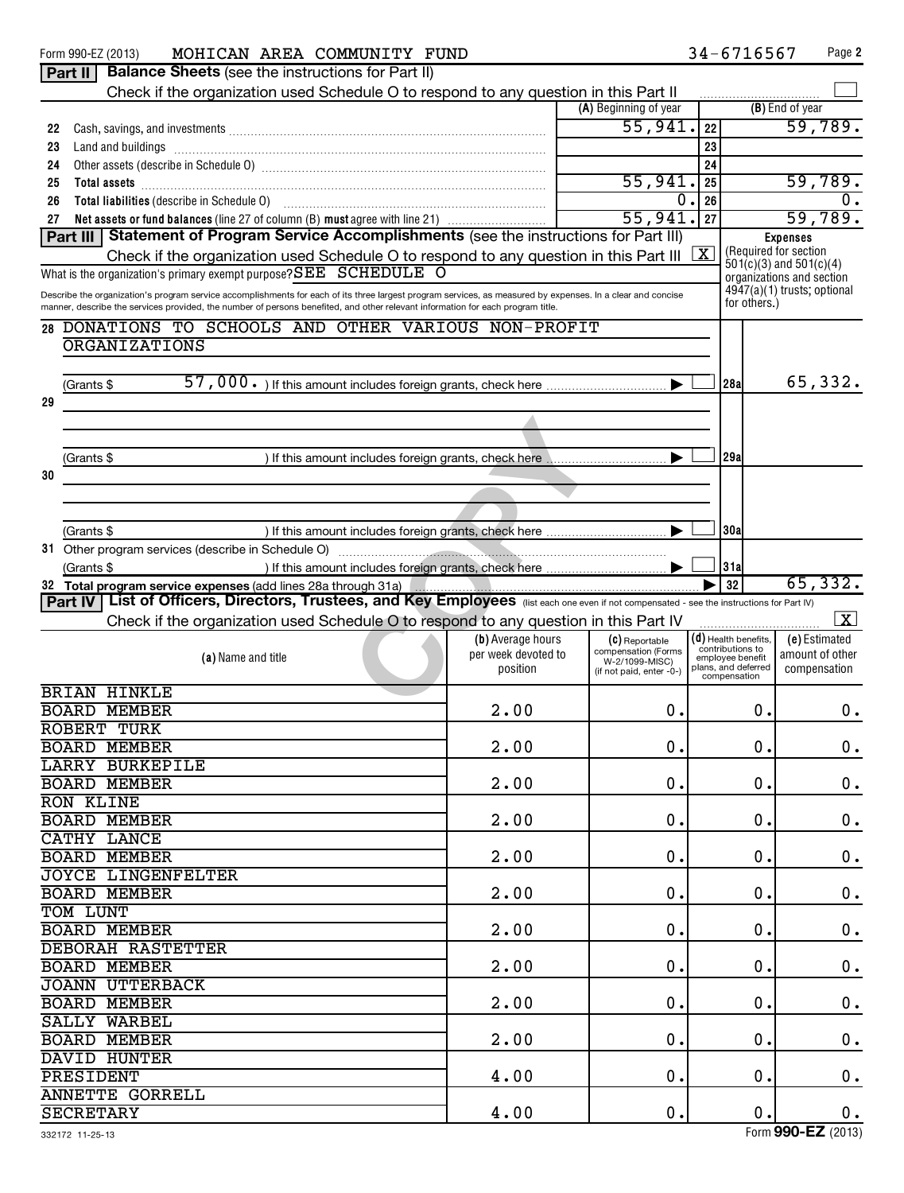Form 990-EZ (2013) MOHICAN AREA COMMUNITY FUND 34-6716567 Page 2

**Part II** **Balance Sheets** (see the instructions for Part II)

Check if the organization used Schedule O to respond to any question in this Part II ☐

| | | (A) Beginning of year | | (B) End of year |
|---|---|---|---|---|
| 22 | Cash, savings, and investments | 55,941. | 22 | 59,789. |
| 23 | Land and buildings | | 23 | |
| 24 | Other assets (describe in Schedule O) | | 24 | |
| 25 | **Total assets** | 55,941. | 25 | 59,789. |
| 26 | **Total liabilities** (describe in Schedule O) | 0. | 26 | 0. |
| 27 | **Net assets or fund balances** (line 27 of column (B) **must** agree with line 21) | 55,941. | 27 | 59,789. |

**Part III** **Statement of Program Service Accomplishments** (see the instructions for Part III)

Check if the organization used Schedule O to respond to any question in this Part III ☒

What is the organization's primary exempt purpose? SEE SCHEDULE O

Describe the organization's program service accomplishments for each of its three largest program services, as measured by expenses. In a clear and concise manner, describe the services provided, the number of persons benefited, and other relevant information for each program title.

**Expenses** (Required for section 501(c)(3) and 501(c)(4) organizations and section 4947(a)(1) trusts; optional for others.)

| | | | Expenses |
|---|---|---|---|
| 28 | DONATIONS TO SCHOOLS AND OTHER VARIOUS NON-PROFIT ORGANIZATIONS (Grants $ 57,000. ) If this amount includes foreign grants, check here ☐ | 28a | 65,332. |
| 29 | (Grants $ ) If this amount includes foreign grants, check here ☐ | 29a | |
| 30 | (Grants $ ) If this amount includes foreign grants, check here ☐ | 30a | |
| 31 | Other program services (describe in Schedule O) (Grants $ ) If this amount includes foreign grants, check here ☐ | 31a | |
| 32 | **Total program service expenses** (add lines 28a through 31a) | 32 | 65,332. |

**Part IV** **List of Officers, Directors, Trustees, and Key Employees** (list each one even if not compensated - see the instructions for Part IV)

Check if the organization used Schedule O to respond to any question in this Part IV ☒

| (a) Name and title | (b) Average hours per week devoted to position | (c) Reportable compensation (Forms W-2/1099-MISC) (if not paid, enter -0-) | (d) Health benefits, contributions to employee benefit plans, and deferred compensation | (e) Estimated amount of other compensation |
|---|---|---|---|---|
| BRIAN HINKLE<br>BOARD MEMBER | 2.00 | 0. | 0. | 0. |
| ROBERT TURK<br>BOARD MEMBER | 2.00 | 0. | 0. | 0. |
| LARRY BURKEPILE<br>BOARD MEMBER | 2.00 | 0. | 0. | 0. |
| RON KLINE<br>BOARD MEMBER | 2.00 | 0. | 0. | 0. |
| CATHY LANCE<br>BOARD MEMBER | 2.00 | 0. | 0. | 0. |
| JOYCE LINGENFELTER<br>BOARD MEMBER | 2.00 | 0. | 0. | 0. |
| TOM LUNT<br>BOARD MEMBER | 2.00 | 0. | 0. | 0. |
| DEBORAH RASTETTER<br>BOARD MEMBER | 2.00 | 0. | 0. | 0. |
| JOANN UTTERBACK<br>BOARD MEMBER | 2.00 | 0. | 0. | 0. |
| SALLY WARBEL<br>BOARD MEMBER | 2.00 | 0. | 0. | 0. |
| DAVID HUNTER<br>PRESIDENT | 4.00 | 0. | 0. | 0. |
| ANNETTE GORRELL<br>SECRETARY | 4.00 | 0. | 0. | 0. |

332172 11-25-13 Form **990-EZ** (2013)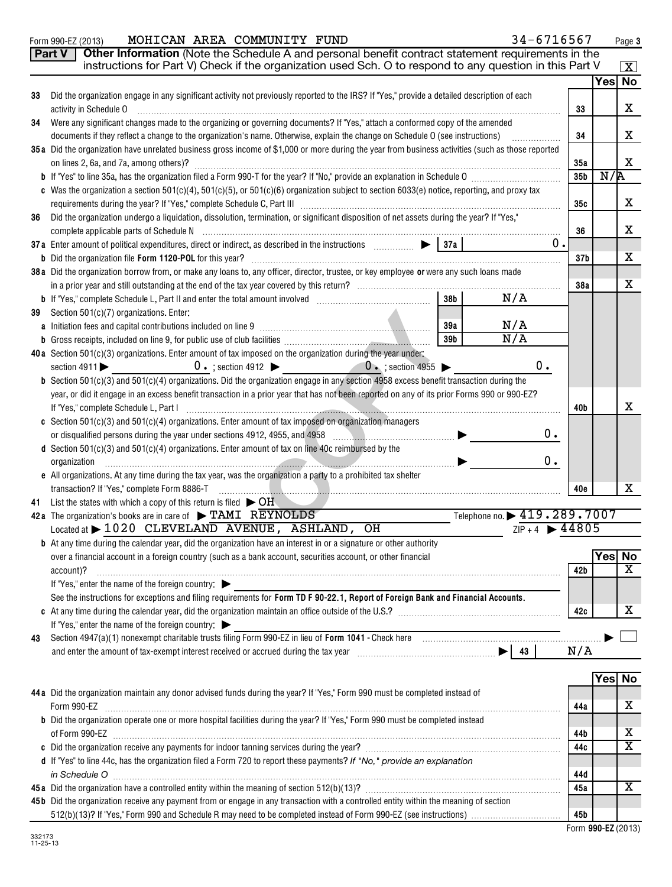Form 990-EZ (2013) MOHICAN AREA COMMUNITY FUND 34-6716567

**Part V** **Other Information** (Note the Schedule A and personal benefit contract statement requirements in the instructions for Part V) Check if the organization used Sch. O to respond to any question in this Part V [X]

| | | | Yes | No |
|---|---|---|---|---|
| 33 | Did the organization engage in any significant activity not previously reported to the IRS? If "Yes," provide a detailed description of each activity in Schedule O | 33 | | X |
| 34 | Were any significant changes made to the organizing or governing documents? If "Yes," attach a conformed copy of the amended documents if they reflect a change to the organization's name. Otherwise, explain the change on Schedule O (see instructions) | 34 | | X |
| 35a | Did the organization have unrelated business gross income of $1,000 or more during the year from business activities (such as those reported on lines 2, 6a, and 7a, among others)? | 35a | | X |
| b | If "Yes" to line 35a, has the organization filed a Form 990-T for the year? If "No," provide an explanation in Schedule O | 35b | N/A | |
| c | Was the organization a section 501(c)(4), 501(c)(5), or 501(c)(6) organization subject to section 6033(e) notice, reporting, and proxy tax requirements during the year? If "Yes," complete Schedule C, Part III | 35c | | X |
| 36 | Did the organization undergo a liquidation, dissolution, termination, or significant disposition of net assets during the year? If "Yes," complete applicable parts of Schedule N | 36 | | X |
| 37a | Enter amount of political expenditures, direct or indirect, as described in the instructions ▶ 37a 0. | | | |
| b | Did the organization file **Form 1120-POL** for this year? | 37b | | X |
| 38a | Did the organization borrow from, or make any loans to, any officer, director, trustee, or key employee **or** were any such loans made in a prior year and still outstanding at the end of the tax year covered by this return? | 38a | | X |
| b | If "Yes," complete Schedule L, Part II and enter the total amount involved 38b N/A | | | |
| 39 | Section 501(c)(7) organizations. Enter: | | | |
| a | Initiation fees and capital contributions included on line 9 39a N/A | | | |
| b | Gross receipts, included on line 9, for public use of club facilities 39b N/A | | | |
| 40a | Section 501(c)(3) organizations. Enter amount of tax imposed on the organization during the year under: section 4911 ▶ 0. ; section 4912 ▶ 0. ; section 4955 ▶ 0. | | | |
| b | Section 501(c)(3) and 501(c)(4) organizations. Did the organization engage in any section 4958 excess benefit transaction during the year, or did it engage in an excess benefit transaction in a prior year that has not been reported on any of its prior Forms 990 or 990-EZ? If "Yes," complete Schedule L, Part I | 40b | | X |
| c | Section 501(c)(3) and 501(c)(4) organizations. Enter amount of tax imposed on organization managers or disqualified persons during the year under sections 4912, 4955, and 4958 ▶ 0. | | | |
| d | Section 501(c)(3) and 501(c)(4) organizations. Enter amount of tax on line 40c reimbursed by the organization ▶ 0. | | | |
| e | All organizations. At any time during the tax year, was the organization a party to a prohibited tax shelter transaction? If "Yes," complete Form 8886-T | 40e | | X |

41 List the states with which a copy of this return is filed ▶ OH

42a The organization's books are in care of ▶ TAMI REYNOLDS Telephone no. ▶ 419.289.7007

Located at ▶ 1020 CLEVELAND AVENUE, ASHLAND, OH ZIP + 4 ▶ 44805

| | | | Yes | No |
|---|---|---|---|---|
| b | At any time during the calendar year, did the organization have an interest in or a signature or other authority over a financial account in a foreign country (such as a bank account, securities account, or other financial account)? If "Yes," enter the name of the foreign country: ▶ See the instructions for exceptions and filing requirements for **Form TD F 90-22.1, Report of Foreign Bank and Financial Accounts.** | 42b | | X |
| c | At any time during the calendar year, did the organization maintain an office outside of the U.S.? If "Yes," enter the name of the foreign country: ▶ | 42c | | X |
| 43 | Section 4947(a)(1) nonexempt charitable trusts filing Form 990-EZ in lieu of **Form 1041** - Check here ▶ [ ] and enter the amount of tax-exempt interest received or accrued during the tax year ▶ 43 | N/A | | |

| | | | Yes | No |
|---|---|---|---|---|
| 44a | Did the organization maintain any donor advised funds during the year? If "Yes," Form 990 must be completed instead of Form 990-EZ | 44a | | X |
| b | Did the organization operate one or more hospital facilities during the year? If "Yes," Form 990 must be completed instead of Form 990-EZ | 44b | | X |
| c | Did the organization receive any payments for indoor tanning services during the year? | 44c | | X |
| d | If "Yes" to line 44c, has the organization filed a Form 720 to report these payments? *If "No," provide an explanation in Schedule O* | 44d | | |
| 45a | Did the organization have a controlled entity within the meaning of section 512(b)(13)? | 45a | | X |
| 45b | Did the organization receive any payment from or engage in any transaction with a controlled entity within the meaning of section 512(b)(13)? If "Yes," Form 990 and Schedule R may need to be completed instead of Form 990-EZ (see instructions) | 45b | | |

332173 11-25-13 Form **990-EZ** (2013)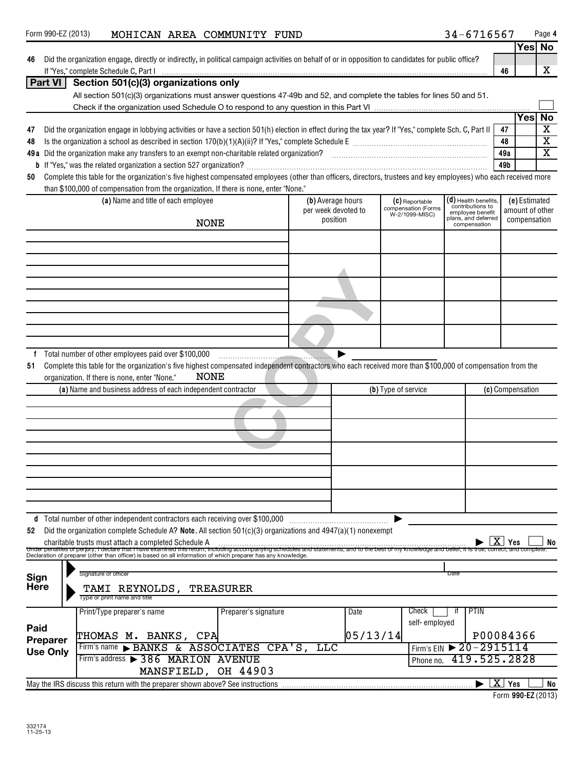Form 990-EZ (2013) MOHICAN AREA COMMUNITY FUND 34-6716567

| | | | Yes | No |
|---|---|---|---|---|
| 46 | Did the organization engage, directly or indirectly, in political campaign activities on behalf of or in opposition to candidates for public office? If "Yes," complete Schedule C, Part I | 46 | | X |

## Part VI Section 501(c)(3) organizations only

All section 501(c)(3) organizations must answer questions 47-49b and 52, and complete the tables for lines 50 and 51.

Check if the organization used Schedule O to respond to any question in this Part VI ☐

| | | | Yes | No |
|---|---|---|---|---|
| 47 | Did the organization engage in lobbying activities or have a section 501(h) election in effect during the tax year? If "Yes," complete Sch. C, Part II | 47 | | X |
| 48 | Is the organization a school as described in section 170(b)(1)(A)(ii)? If "Yes," complete Schedule E | 48 | | X |
| 49a | Did the organization make any transfers to an exempt non-charitable related organization? | 49a | | X |
| b | If "Yes," was the related organization a section 527 organization? | 49b | | |

**50** Complete this table for the organization's five highest compensated employees (other than officers, directors, trustees and key employees) who each received more than $100,000 of compensation from the organization. If there is none, enter "None."

| (a) Name and title of each employee | (b) Average hours per week devoted to position | (c) Reportable compensation (Forms W-2/1099-MISC) | (d) Health benefits, contributions to employee benefit plans, and deferred compensation | (e) Estimated amount of other compensation |
|---|---|---|---|---|
| NONE | | | | |

**f** Total number of other employees paid over $100,000 ▶

**51** Complete this table for the organization's five highest compensated independent contractors who each received more than $100,000 of compensation from the organization. If there is none, enter "None." NONE

| (a) Name and business address of each independent contractor | (b) Type of service | (c) Compensation |
|---|---|---|
| | | |

**d** Total number of other independent contractors each receiving over $100,000 ▶

**52** Did the organization complete Schedule A? **Note.** All section 501(c)(3) organizations and 4947(a)(1) nonexempt charitable trusts must attach a completed Schedule A ▶ ☒ Yes ☐ No

Under penalties of perjury, I declare that I have examined this return, including accompanying schedules and statements, and to the best of my knowledge and belief, it is true, correct, and complete. Declaration of preparer (other than officer) is based on all information of which preparer has any knowledge.

**Sign Here**

Signature of officer ________ Date ________

TAMI REYNOLDS, TREASURER
Type or print name and title

**Paid Preparer Use Only**

| Print/Type preparer's name | Preparer's signature | Date | Check ☐ if self-employed | PTIN |
|---|---|---|---|---|
| THOMAS M. BANKS, CPA | | 05/13/14 | | P00084366 |
| Firm's name ▶ BANKS & ASSOCIATES CPA'S, LLC | | | Firm's EIN ▶ 20-2915114 | |
| Firm's address ▶ 386 MARION AVENUE MANSFIELD, OH 44903 | | | Phone no. 419.525.2828 | |

May the IRS discuss this return with the preparer shown above? See instructions ▶ ☒ Yes ☐ No

Form **990-EZ** (2013)

332174
11-25-13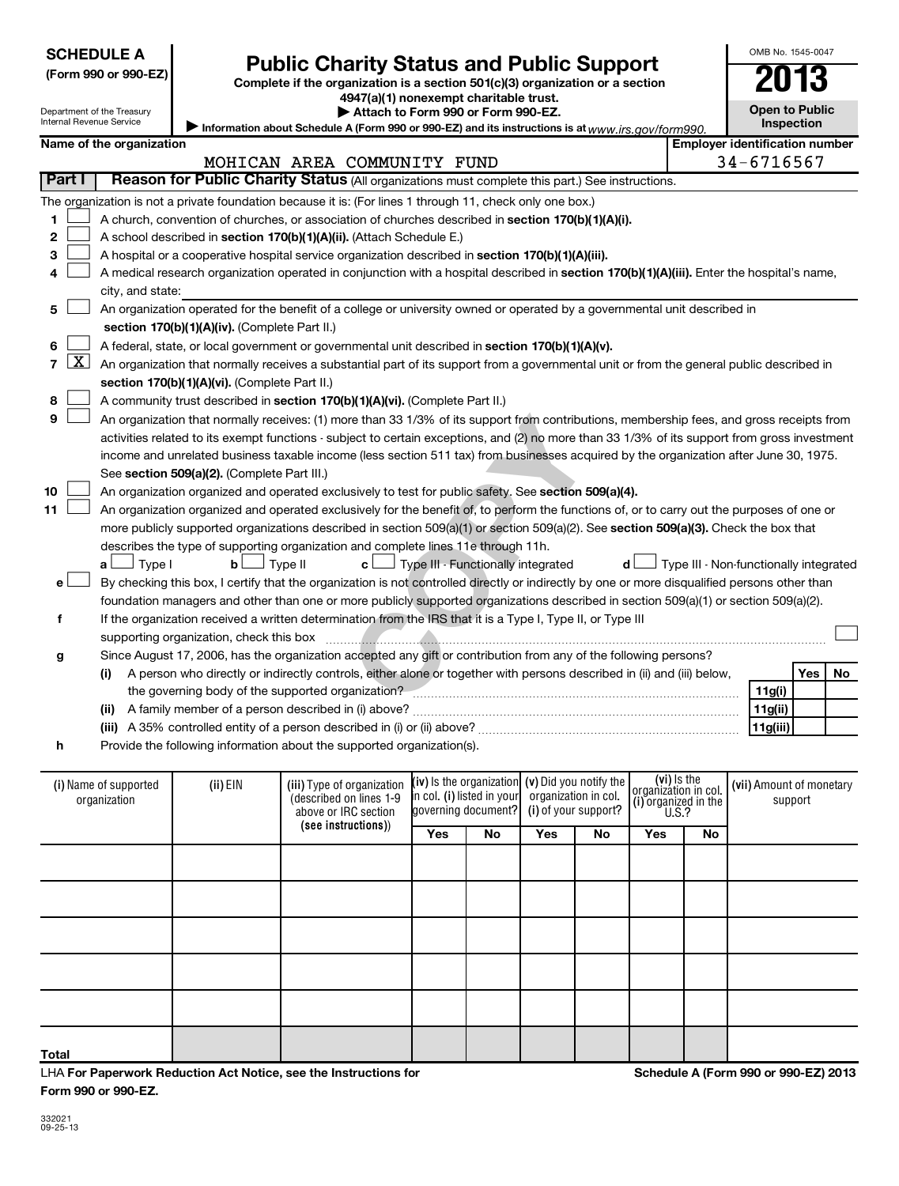**SCHEDULE A**
**(Form 990 or 990-EZ)**

Department of the Treasury
Internal Revenue Service

# Public Charity Status and Public Support

**Complete if the organization is a section 501(c)(3) organization or a section 4947(a)(1) nonexempt charitable trust.**
**▶ Attach to Form 990 or Form 990-EZ.**
▶ Information about Schedule A (Form 990 or 990-EZ) and its instructions is at www.irs.gov/form990.

OMB No. 1545-0047
**2013**
**Open to Public Inspection**

**Name of the organization:** MOHICAN AREA COMMUNITY FUND
**Employer identification number:** 34-6716567

## Part I — Reason for Public Charity Status (All organizations must complete this part.) See instructions.

The organization is not a private foundation because it is: (For lines 1 through 11, check only one box.)

1. ☐ A church, convention of churches, or association of churches described in **section 170(b)(1)(A)(i).**
2. ☐ A school described in **section 170(b)(1)(A)(ii).** (Attach Schedule E.)
3. ☐ A hospital or a cooperative hospital service organization described in **section 170(b)(1)(A)(iii).**
4. ☐ A medical research organization operated in conjunction with a hospital described in **section 170(b)(1)(A)(iii).** Enter the hospital's name, city, and state:
5. ☐ An organization operated for the benefit of a college or university owned or operated by a governmental unit described in **section 170(b)(1)(A)(iv).** (Complete Part II.)
6. ☐ A federal, state, or local government or governmental unit described in **section 170(b)(1)(A)(v).**
7. ☒ An organization that normally receives a substantial part of its support from a governmental unit or from the general public described in **section 170(b)(1)(A)(vi).** (Complete Part II.)
8. ☐ A community trust described in **section 170(b)(1)(A)(vi).** (Complete Part II.)
9. ☐ An organization that normally receives: (1) more than 33 1/3% of its support from contributions, membership fees, and gross receipts from activities related to its exempt functions - subject to certain exceptions, and (2) no more than 33 1/3% of its support from gross investment income and unrelated business taxable income (less section 511 tax) from businesses acquired by the organization after June 30, 1975. See **section 509(a)(2).** (Complete Part III.)
10. ☐ An organization organized and operated exclusively to test for public safety. See **section 509(a)(4).**
11. ☐ An organization organized and operated exclusively for the benefit of, to perform the functions of, or to carry out the purposes of one or more publicly supported organizations described in section 509(a)(1) or section 509(a)(2). See **section 509(a)(3).** Check the box that describes the type of supporting organization and complete lines 11e through 11h.
   **a** ☐ Type I **b** ☐ Type II **c** ☐ Type III - Functionally integrated **d** ☐ Type III - Non-functionally integrated

   **e** ☐ By checking this box, I certify that the organization is not controlled directly or indirectly by one or more disqualified persons other than foundation managers and other than one or more publicly supported organizations described in section 509(a)(1) or section 509(a)(2).

   **f** If the organization received a written determination from the IRS that it is a Type I, Type II, or Type III supporting organization, check this box ☐

   **g** Since August 17, 2006, has the organization accepted any gift or contribution from any of the following persons?

| | | Yes | No |
|---|---|---|---|
| (i) A person who directly or indirectly controls, either alone or together with persons described in (ii) and (iii) below, the governing body of the supported organization? | 11g(i) | | |
| (ii) A family member of a person described in (i) above? | 11g(ii) | | |
| (iii) A 35% controlled entity of a person described in (i) or (ii) above? | 11g(iii) | | |

   **h** Provide the following information about the supported organization(s).

| (i) Name of supported organization | (ii) EIN | (iii) Type of organization (described on lines 1-9 above or IRC section (see instructions)) | (iv) Is the organization in col. (i) listed in your governing document? | | (v) Did you notify the organization in col. (i) of your support? | | (vi) Is the organization in col. (i) organized in the U.S.? | | (vii) Amount of monetary support |
|---|---|---|---|---|---|---|---|---|---|
| | | | Yes | No | Yes | No | Yes | No | |
| | | | | | | | | | |
| | | | | | | | | | |
| | | | | | | | | | |
| | | | | | | | | | |
| | | | | | | | | | |
| **Total** | | | | | | | | | |

LHA **For Paperwork Reduction Act Notice, see the Instructions for Form 990 or 990-EZ.** **Schedule A (Form 990 or 990-EZ) 2013**

332021
09-25-13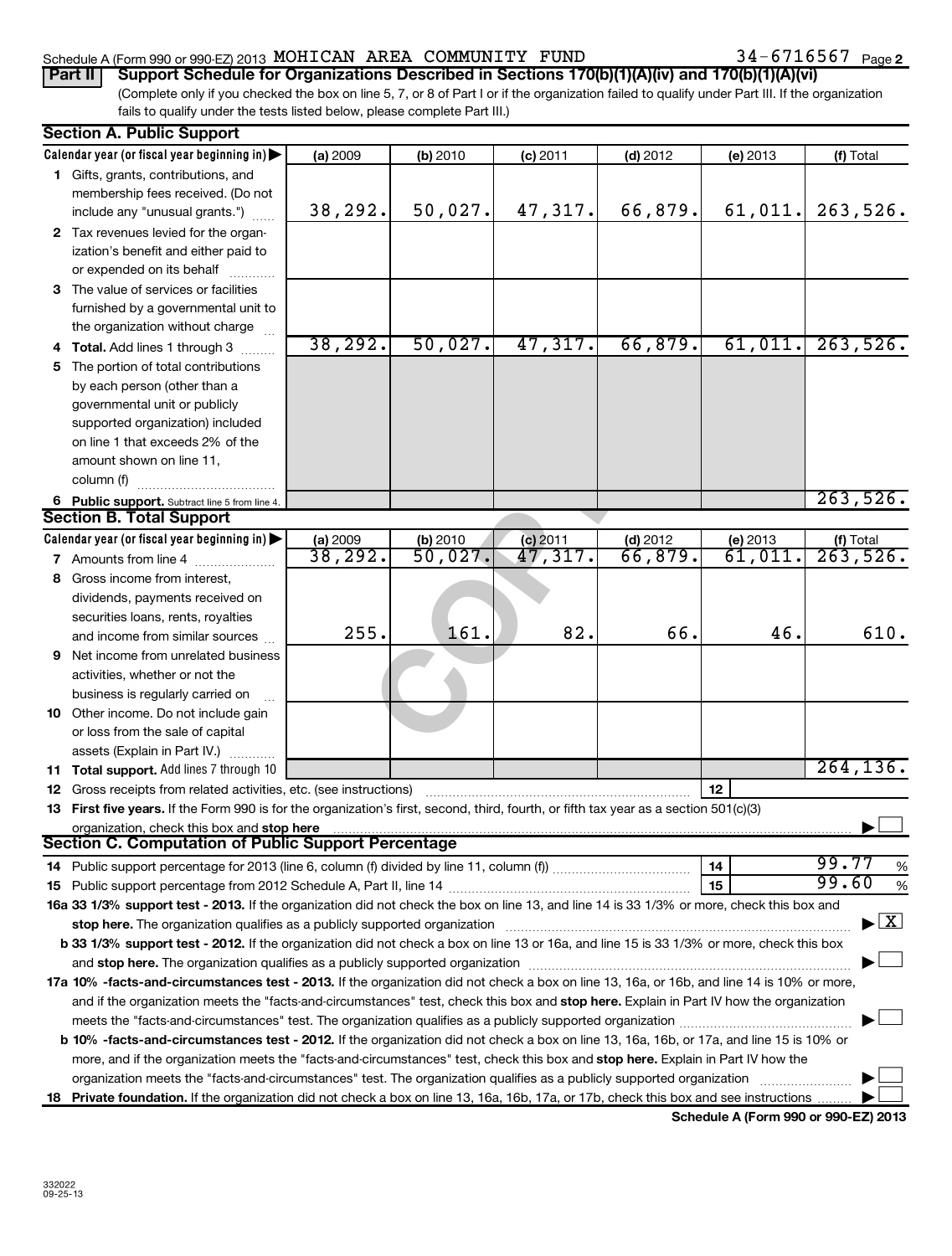Schedule A (Form 990 or 990-EZ) 2013 MOHICAN AREA COMMUNITY FUND 34-6716567 Page 2

**Part II** **Support Schedule for Organizations Described in Sections 170(b)(1)(A)(iv) and 170(b)(1)(A)(vi)**

(Complete only if you checked the box on line 5, 7, or 8 of Part I or if the organization failed to qualify under Part III. If the organization fails to qualify under the tests listed below, please complete Part III.)

**Section A. Public Support**

| Calendar year (or fiscal year beginning in) ▶ | (a) 2009 | (b) 2010 | (c) 2011 | (d) 2012 | (e) 2013 | (f) Total |
|---|---|---|---|---|---|---|
| **1** Gifts, grants, contributions, and membership fees received. (Do not include any "unusual grants.") | 38,292. | 50,027. | 47,317. | 66,879. | 61,011. | 263,526. |
| **2** Tax revenues levied for the organization's benefit and either paid to or expended on its behalf | | | | | | |
| **3** The value of services or facilities furnished by a governmental unit to the organization without charge | | | | | | |
| **4 Total.** Add lines 1 through 3 | 38,292. | 50,027. | 47,317. | 66,879. | 61,011. | 263,526. |
| **5** The portion of total contributions by each person (other than a governmental unit or publicly supported organization) included on line 1 that exceeds 2% of the amount shown on line 11, column (f) | | | | | | |
| **6 Public support.** Subtract line 5 from line 4. | | | | | | 263,526. |

**Section B. Total Support**

| Calendar year (or fiscal year beginning in) ▶ | (a) 2009 | (b) 2010 | (c) 2011 | (d) 2012 | (e) 2013 | (f) Total |
|---|---|---|---|---|---|---|
| **7** Amounts from line 4 | 38,292. | 50,027. | 47,317. | 66,879. | 61,011. | 263,526. |
| **8** Gross income from interest, dividends, payments received on securities loans, rents, royalties and income from similar sources | 255. | 161. | 82. | 66. | 46. | 610. |
| **9** Net income from unrelated business activities, whether or not the business is regularly carried on | | | | | | |
| **10** Other income. Do not include gain or loss from the sale of capital assets (Explain in Part IV.) | | | | | | |
| **11 Total support.** Add lines 7 through 10 | | | | | | 264,136. |

**12** Gross receipts from related activities, etc. (see instructions) — **12**

**13 First five years.** If the Form 990 is for the organization's first, second, third, fourth, or fifth tax year as a section 501(c)(3) organization, check this box and **stop here** ▶ ☐

**Section C. Computation of Public Support Percentage**

**14** Public support percentage for 2013 (line 6, column (f) divided by line 11, column (f)) — **14** — 99.77 %

**15** Public support percentage from 2012 Schedule A, Part II, line 14 — **15** — 99.60 %

**16a 33 1/3% support test - 2013.** If the organization did not check the box on line 13, and line 14 is 33 1/3% or more, check this box and **stop here.** The organization qualifies as a publicly supported organization ▶ ☒

**b 33 1/3% support test - 2012.** If the organization did not check a box on line 13 or 16a, and line 15 is 33 1/3% or more, check this box and **stop here.** The organization qualifies as a publicly supported organization ▶ ☐

**17a 10% -facts-and-circumstances test - 2013.** If the organization did not check a box on line 13, 16a, or 16b, and line 14 is 10% or more, and if the organization meets the "facts-and-circumstances" test, check this box and **stop here.** Explain in Part IV how the organization meets the "facts-and-circumstances" test. The organization qualifies as a publicly supported organization ▶ ☐

**b 10% -facts-and-circumstances test - 2012.** If the organization did not check a box on line 13, 16a, 16b, or 17a, and line 15 is 10% or more, and if the organization meets the "facts-and-circumstances" test, check this box and **stop here.** Explain in Part IV how the organization meets the "facts-and-circumstances" test. The organization qualifies as a publicly supported organization ▶ ☐

**18 Private foundation.** If the organization did not check a box on line 13, 16a, 16b, 17a, or 17b, check this box and see instructions ▶ ☐

**Schedule A (Form 990 or 990-EZ) 2013**

332022
09-25-13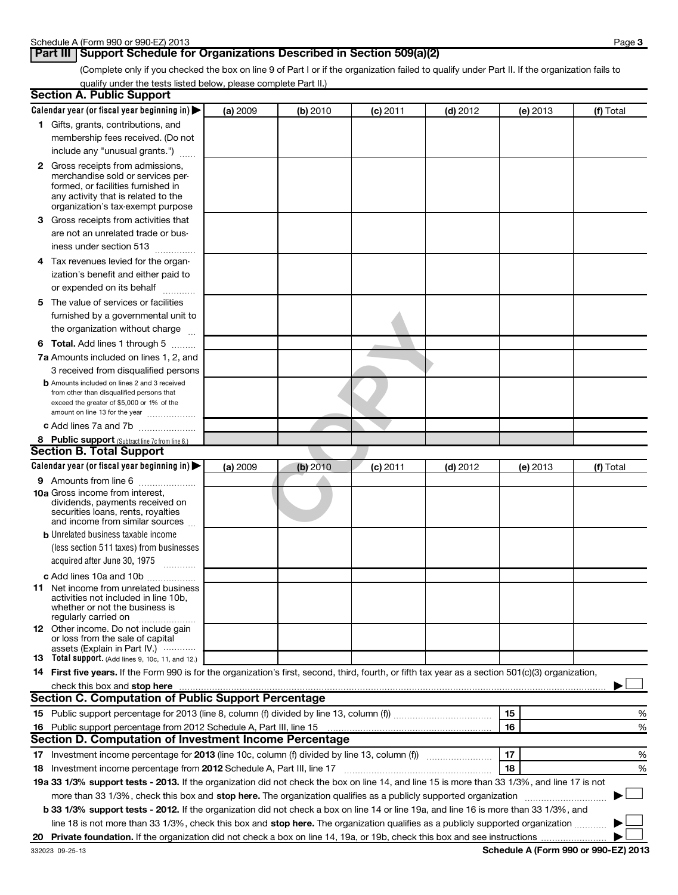## Part III | Support Schedule for Organizations Described in Section 509(a)(2)

(Complete only if you checked the box on line 9 of Part I or if the organization failed to qualify under Part II. If the organization fails to qualify under the tests listed below, please complete Part II.)

### Section A. Public Support

| Calendar year (or fiscal year beginning in) ▶ | (a) 2009 | (b) 2010 | (c) 2011 | (d) 2012 | (e) 2013 | (f) Total |
|---|---|---|---|---|---|---|
| **1** Gifts, grants, contributions, and membership fees received. (Do not include any "unusual grants.") | | | | | | |
| **2** Gross receipts from admissions, merchandise sold or services performed, or facilities furnished in any activity that is related to the organization's tax-exempt purpose | | | | | | |
| **3** Gross receipts from activities that are not an unrelated trade or business under section 513 | | | | | | |
| **4** Tax revenues levied for the organization's benefit and either paid to or expended on its behalf | | | | | | |
| **5** The value of services or facilities furnished by a governmental unit to the organization without charge | | | | | | |
| **6 Total.** Add lines 1 through 5 | | | | | | |
| **7a** Amounts included on lines 1, 2, and 3 received from disqualified persons | | | | | | |
| **b** Amounts included on lines 2 and 3 received from other than disqualified persons that exceed the greater of $5,000 or 1% of the amount on line 13 for the year | | | | | | |
| **c** Add lines 7a and 7b | | | | | | |
| **8 Public support** (Subtract line 7c from line 6.) | | | | | | |

### Section B. Total Support

| Calendar year (or fiscal year beginning in) ▶ | (a) 2009 | (b) 2010 | (c) 2011 | (d) 2012 | (e) 2013 | (f) Total |
|---|---|---|---|---|---|---|
| **9** Amounts from line 6 | | | | | | |
| **10a** Gross income from interest, dividends, payments received on securities loans, rents, royalties and income from similar sources | | | | | | |
| **b** Unrelated business taxable income (less section 511 taxes) from businesses acquired after June 30, 1975 | | | | | | |
| **c** Add lines 10a and 10b | | | | | | |
| **11** Net income from unrelated business activities not included in line 10b, whether or not the business is regularly carried on | | | | | | |
| **12** Other income. Do not include gain or loss from the sale of capital assets (Explain in Part IV.) | | | | | | |
| **13 Total support.** (Add lines 9, 10c, 11, and 12.) | | | | | | |

**14 First five years.** If the Form 990 is for the organization's first, second, third, fourth, or fifth tax year as a section 501(c)(3) organization, check this box and **stop here** ▶ ☐

### Section C. Computation of Public Support Percentage

| | | | |
|---|---|---|---|
| **15** | Public support percentage for 2013 (line 8, column (f) divided by line 13, column (f)) | 15 | % |
| **16** | Public support percentage from 2012 Schedule A, Part III, line 15 | 16 | % |

### Section D. Computation of Investment Income Percentage

| | | | |
|---|---|---|---|
| **17** | Investment income percentage for **2013** (line 10c, column (f) divided by line 13, column (f)) | 17 | % |
| **18** | Investment income percentage from **2012** Schedule A, Part III, line 17 | 18 | % |

**19a 33 1/3% support tests - 2013.** If the organization did not check the box on line 14, and line 15 is more than 33 1/3%, and line 17 is not more than 33 1/3%, check this box and **stop here.** The organization qualifies as a publicly supported organization ▶ ☐

**b 33 1/3% support tests - 2012.** If the organization did not check a box on line 14 or line 19a, and line 16 is more than 33 1/3%, and line 18 is not more than 33 1/3%, check this box and **stop here.** The organization qualifies as a publicly supported organization ▶ ☐

**20 Private foundation.** If the organization did not check a box on line 14, 19a, or 19b, check this box and see instructions ▶ ☐

332023 09-25-13

**Schedule A (Form 990 or 990-EZ) 2013**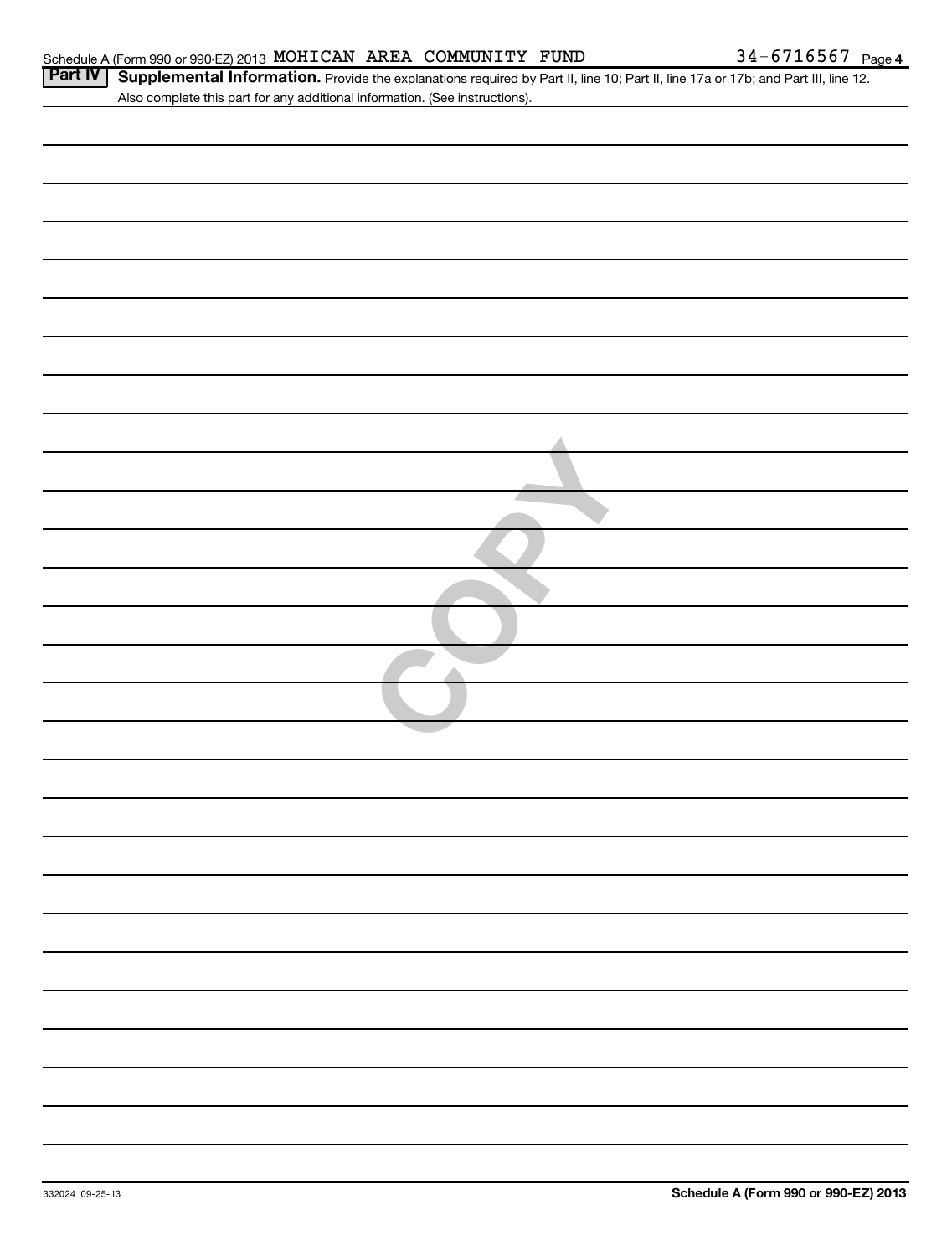**Part IV** **Supplemental Information.** Provide the explanations required by Part II, line 10; Part II, line 17a or 17b; and Part III, line 12. Also complete this part for any additional information. (See instructions).

COPY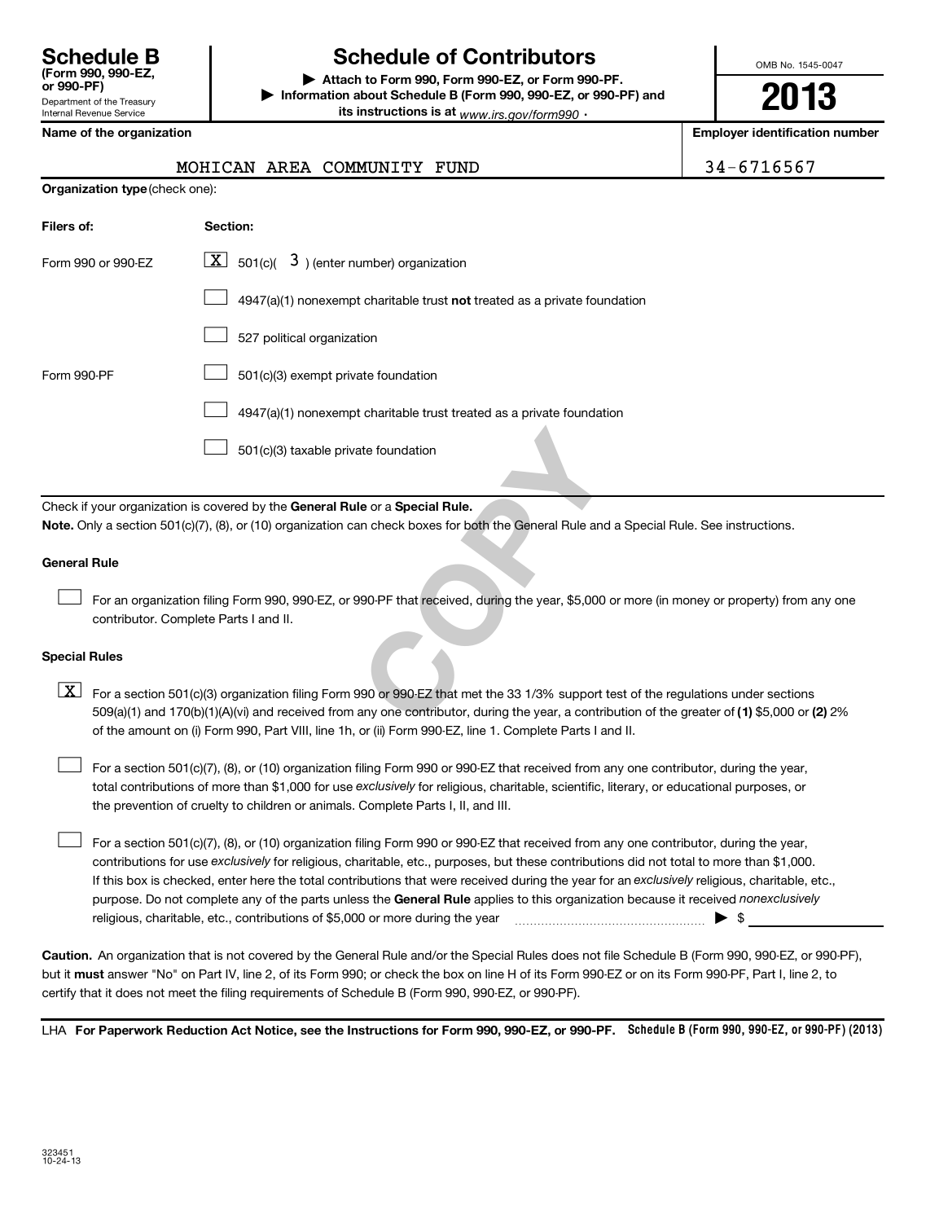# Schedule B (Form 990, 990-EZ, or 990-PF)

Department of the Treasury
Internal Revenue Service

## Schedule of Contributors

▶ **Attach to Form 990, Form 990-EZ, or Form 990-PF.**

▶ **Information about Schedule B (Form 990, 990-EZ, or 990-PF) and its instructions is at** *www.irs.gov/form990*.

OMB No. 1545-0047

**2013**

| **Name of the organization** | **Employer identification number** |
|---|---|
| MOHICAN AREA COMMUNITY FUND | 34-6716567 |

**Organization type** (check one):

| **Filers of:** | **Section:** |
|---|---|
| Form 990 or 990-EZ | [X] 501(c)( 3 ) (enter number) organization |
| | [ ] 4947(a)(1) nonexempt charitable trust **not** treated as a private foundation |
| | [ ] 527 political organization |
| Form 990-PF | [ ] 501(c)(3) exempt private foundation |
| | [ ] 4947(a)(1) nonexempt charitable trust treated as a private foundation |
| | [ ] 501(c)(3) taxable private foundation |

Check if your organization is covered by the **General Rule** or a **Special Rule.**

**Note.** Only a section 501(c)(7), (8), or (10) organization can check boxes for both the General Rule and a Special Rule. See instructions.

**General Rule**

[ ] For an organization filing Form 990, 990-EZ, or 990-PF that received, during the year, $5,000 or more (in money or property) from any one contributor. Complete Parts I and II.

**Special Rules**

[X] For a section 501(c)(3) organization filing Form 990 or 990-EZ that met the 33 1/3% support test of the regulations under sections 509(a)(1) and 170(b)(1)(A)(vi) and received from any one contributor, during the year, a contribution of the greater of **(1)** $5,000 or **(2)** 2% of the amount on (i) Form 990, Part VIII, line 1h, or (ii) Form 990-EZ, line 1. Complete Parts I and II.

[ ] For a section 501(c)(7), (8), or (10) organization filing Form 990 or 990-EZ that received from any one contributor, during the year, total contributions of more than $1,000 for use *exclusively* for religious, charitable, scientific, literary, or educational purposes, or the prevention of cruelty to children or animals. Complete Parts I, II, and III.

[ ] For a section 501(c)(7), (8), or (10) organization filing Form 990 or 990-EZ that received from any one contributor, during the year, contributions for use *exclusively* for religious, charitable, etc., purposes, but these contributions did not total to more than $1,000. If this box is checked, enter here the total contributions that were received during the year for an *exclusively* religious, charitable, etc., purpose. Do not complete any of the parts unless the **General Rule** applies to this organization because it received *nonexclusively* religious, charitable, etc., contributions of $5,000 or more during the year ........................ ▶ $ ____________

**Caution.** An organization that is not covered by the General Rule and/or the Special Rules does not file Schedule B (Form 990, 990-EZ, or 990-PF), but it **must** answer "No" on Part IV, line 2, of its Form 990; or check the box on line H of its Form 990-EZ or on its Form 990-PF, Part I, line 2, to certify that it does not meet the filing requirements of Schedule B (Form 990, 990-EZ, or 990-PF).

LHA **For Paperwork Reduction Act Notice, see the Instructions for Form 990, 990-EZ, or 990-PF.** **Schedule B (Form 990, 990-EZ, or 990-PF) (2013)**

323451
10-24-13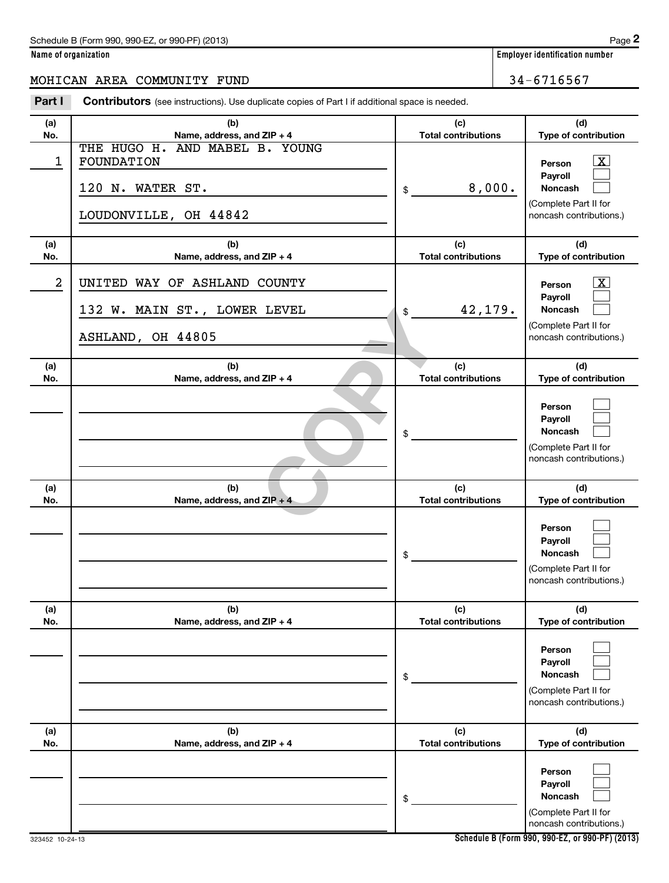Schedule B (Form 990, 990-EZ, or 990-PF) (2013)

**Name of organization**

MOHICAN AREA COMMUNITY FUND

**Employer identification number**

34-6716567

**Part I** **Contributors** (see instructions). Use duplicate copies of Part I if additional space is needed.

| (a) No. | (b) Name, address, and ZIP + 4 | (c) Total contributions | (d) Type of contribution |
|---|---|---|---|
| 1 | THE HUGO H. AND MABEL B. YOUNG FOUNDATION<br>120 N. WATER ST.<br>LOUDONVILLE, OH 44842 | $ 8,000. | Person [X]<br>Payroll [ ]<br>Noncash [ ]<br>(Complete Part II for noncash contributions.) |
| 2 | UNITED WAY OF ASHLAND COUNTY<br>132 W. MAIN ST., LOWER LEVEL<br>ASHLAND, OH 44805 | $ 42,179. | Person [X]<br>Payroll [ ]<br>Noncash [ ]<br>(Complete Part II for noncash contributions.) |
| | | $ | Person [ ]<br>Payroll [ ]<br>Noncash [ ]<br>(Complete Part II for noncash contributions.) |
| | | $ | Person [ ]<br>Payroll [ ]<br>Noncash [ ]<br>(Complete Part II for noncash contributions.) |
| | | $ | Person [ ]<br>Payroll [ ]<br>Noncash [ ]<br>(Complete Part II for noncash contributions.) |
| | | $ | Person [ ]<br>Payroll [ ]<br>Noncash [ ]<br>(Complete Part II for noncash contributions.) |

323452 10-24-13

Schedule B (Form 990, 990-EZ, or 990-PF) (2013)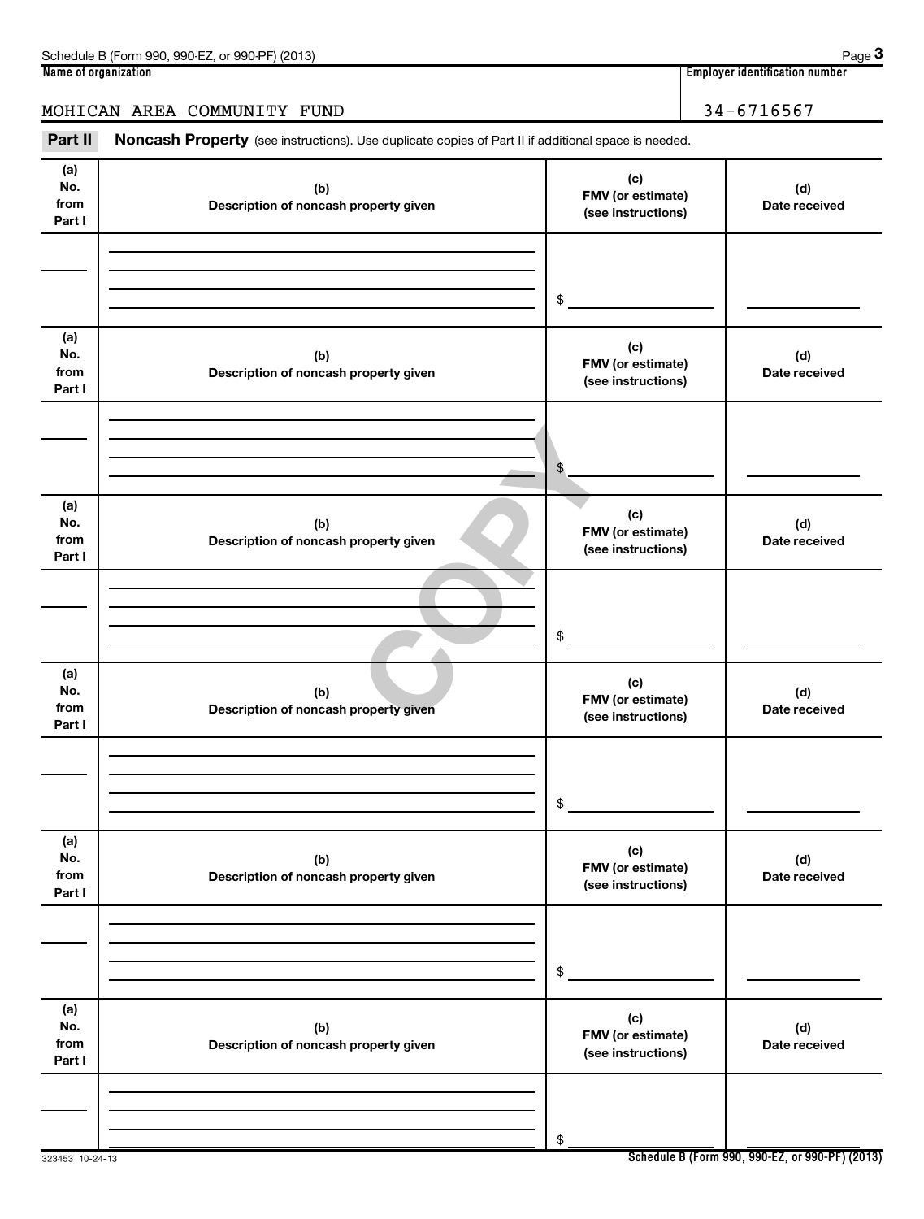Name of organization

MOHICAN AREA COMMUNITY FUND

Employer identification number

34-6716567

**Part II** **Noncash Property** (see instructions). Use duplicate copies of Part II if additional space is needed.

| (a) No. from Part I | (b) Description of noncash property given | (c) FMV (or estimate) (see instructions) | (d) Date received |
|---|---|---|---|
| | | $ | |

| (a) No. from Part I | (b) Description of noncash property given | (c) FMV (or estimate) (see instructions) | (d) Date received |
|---|---|---|---|
| | | $ | |

| (a) No. from Part I | (b) Description of noncash property given | (c) FMV (or estimate) (see instructions) | (d) Date received |
|---|---|---|---|
| | | $ | |

| (a) No. from Part I | (b) Description of noncash property given | (c) FMV (or estimate) (see instructions) | (d) Date received |
|---|---|---|---|
| | | $ | |

| (a) No. from Part I | (b) Description of noncash property given | (c) FMV (or estimate) (see instructions) | (d) Date received |
|---|---|---|---|
| | | $ | |

| (a) No. from Part I | (b) Description of noncash property given | (c) FMV (or estimate) (see instructions) | (d) Date received |
|---|---|---|---|
| | | $ | |

COPY

323453 10-24-13

Schedule B (Form 990, 990-EZ, or 990-PF) (2013)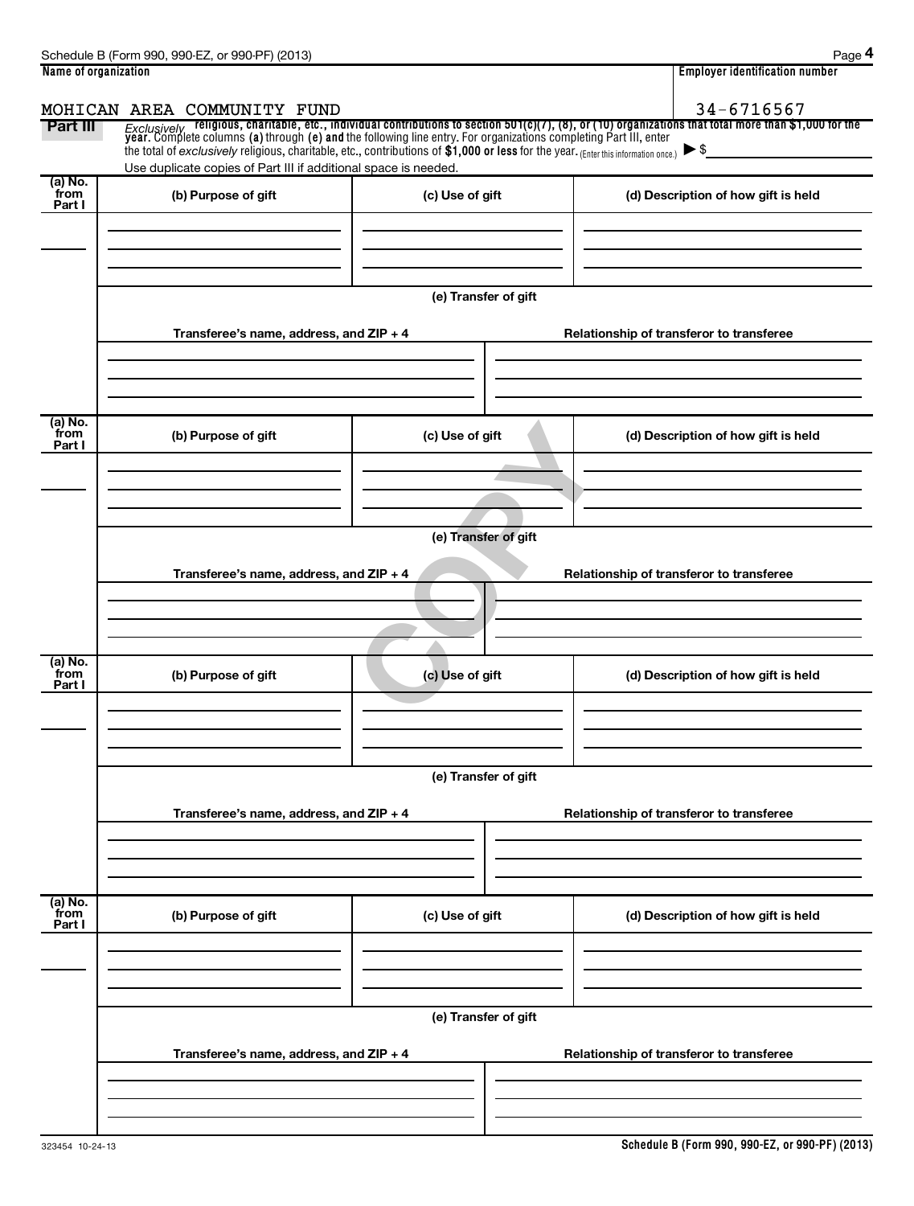Name of organization: MOHICAN AREA COMMUNITY FUND

Employer identification number: 34-6716567

**Part III** *Exclusively* **religious, charitable, etc., individual contributions to section 501(c)(7), (8), or (10) organizations that total more than $1,000 for the year.** Complete columns **(a)** through **(e)** and the following line entry. For organizations completing Part III, enter the total of *exclusively* religious, charitable, etc., contributions of **$1,000 or less** for the year. (Enter this information once.) ▶ $

Use duplicate copies of Part III if additional space is needed.

| (a) No. from Part I | (b) Purpose of gift | (c) Use of gift | (d) Description of how gift is held |
|---|---|---|---|
| | | | |

**(e) Transfer of gift**

| Transferee's name, address, and ZIP + 4 | Relationship of transferor to transferee |
|---|---|
| | |

| (a) No. from Part I | (b) Purpose of gift | (c) Use of gift | (d) Description of how gift is held |
|---|---|---|---|
| | | | |

**(e) Transfer of gift**

| Transferee's name, address, and ZIP + 4 | Relationship of transferor to transferee |
|---|---|
| | |

COPY

| (a) No. from Part I | (b) Purpose of gift | (c) Use of gift | (d) Description of how gift is held |
|---|---|---|---|
| | | | |

**(e) Transfer of gift**

| Transferee's name, address, and ZIP + 4 | Relationship of transferor to transferee |
|---|---|
| | |

| (a) No. from Part I | (b) Purpose of gift | (c) Use of gift | (d) Description of how gift is held |
|---|---|---|---|
| | | | |

**(e) Transfer of gift**

| Transferee's name, address, and ZIP + 4 | Relationship of transferor to transferee |
|---|---|
| | |

323454 10-24-13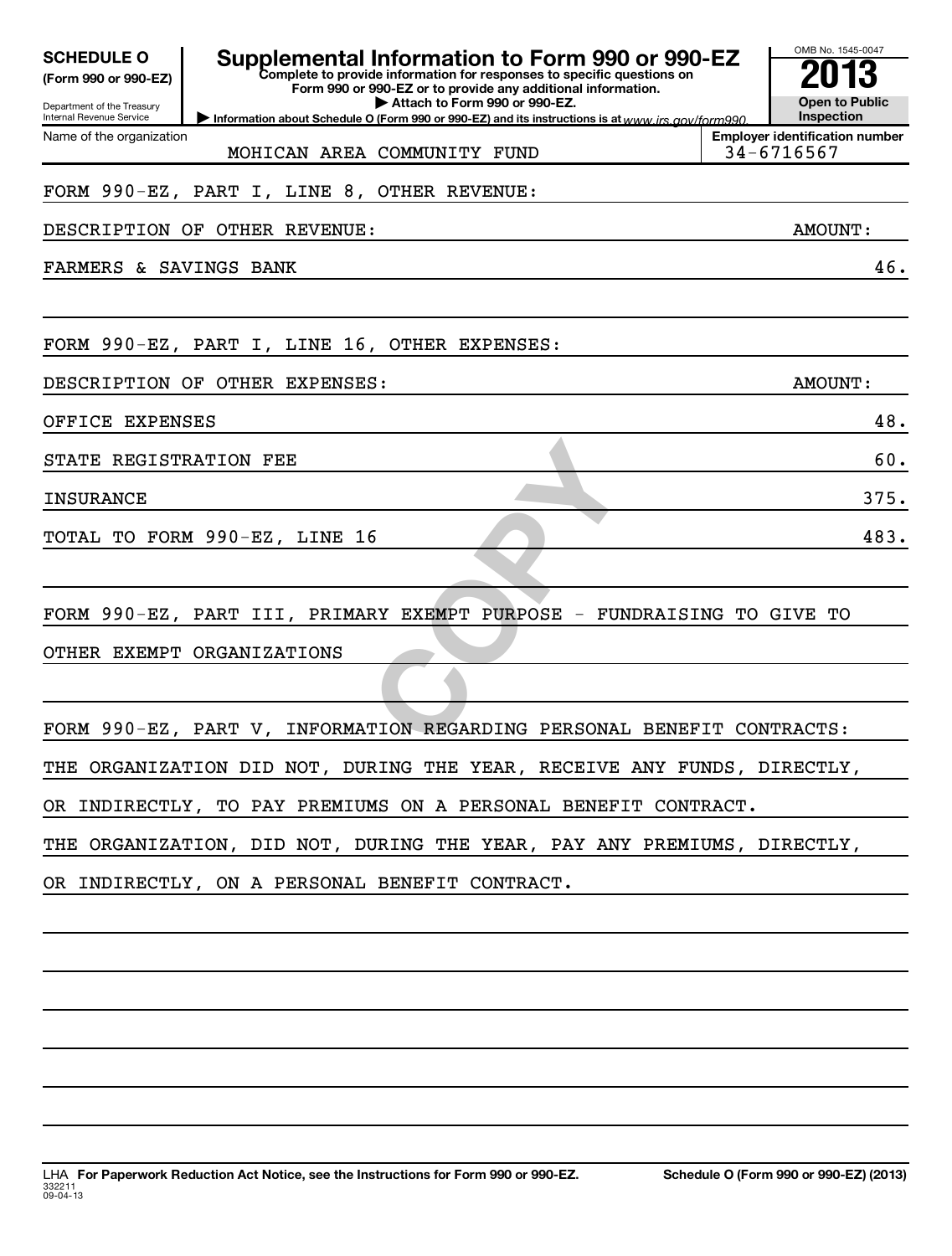**SCHEDULE O** (Form 990 or 990-EZ)

Department of the Treasury
Internal Revenue Service

# Supplemental Information to Form 990 or 990-EZ

**Complete to provide information for responses to specific questions on Form 990 or 990-EZ or to provide any additional information.**

**▶ Attach to Form 990 or 990-EZ.**

**▶ Information about Schedule O (Form 990 or 990-EZ) and its instructions is at** *www.irs.gov/form990.*

OMB No. 1545-0047

**2013**

**Open to Public Inspection**

Name of the organization: MOHICAN AREA COMMUNITY FUND

**Employer identification number:** 34-6716567

FORM 990-EZ, PART I, LINE 8, OTHER REVENUE:

| DESCRIPTION OF OTHER REVENUE: | AMOUNT: |
|---|---|
| FARMERS & SAVINGS BANK | 46. |

FORM 990-EZ, PART I, LINE 16, OTHER EXPENSES:

| DESCRIPTION OF OTHER EXPENSES: | AMOUNT: |
|---|---|
| OFFICE EXPENSES | 48. |
| STATE REGISTRATION FEE | 60. |
| INSURANCE | 375. |
| TOTAL TO FORM 990-EZ, LINE 16 | 483. |

FORM 990-EZ, PART III, PRIMARY EXEMPT PURPOSE - FUNDRAISING TO GIVE TO OTHER EXEMPT ORGANIZATIONS

FORM 990-EZ, PART V, INFORMATION REGARDING PERSONAL BENEFIT CONTRACTS:

THE ORGANIZATION DID NOT, DURING THE YEAR, RECEIVE ANY FUNDS, DIRECTLY, OR INDIRECTLY, TO PAY PREMIUMS ON A PERSONAL BENEFIT CONTRACT.

THE ORGANIZATION, DID NOT, DURING THE YEAR, PAY ANY PREMIUMS, DIRECTLY, OR INDIRECTLY, ON A PERSONAL BENEFIT CONTRACT.

LHA **For Paperwork Reduction Act Notice, see the Instructions for Form 990 or 990-EZ.**

332211
09-04-13

**Schedule O (Form 990 or 990-EZ) (2013)**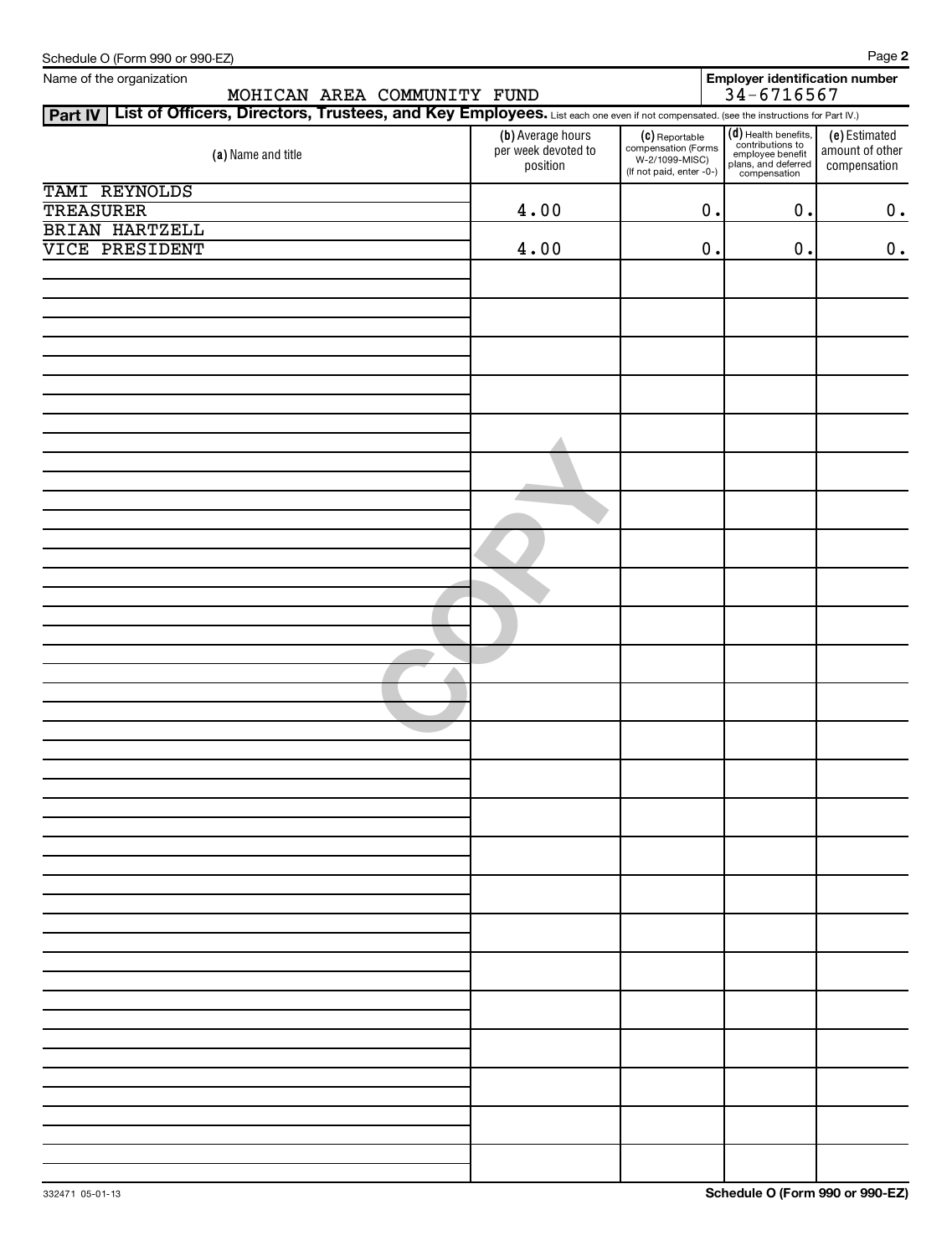Schedule O (Form 990 or 990-EZ)

Name of the organization: MOHICAN AREA COMMUNITY FUND

Employer identification number: 34-6716567

## Part IV List of Officers, Directors, Trustees, and Key Employees. List each one even if not compensated. (see the instructions for Part IV.)

| (a) Name and title | (b) Average hours per week devoted to position | (c) Reportable compensation (Forms W-2/1099-MISC) (If not paid, enter -0-) | (d) Health benefits, contributions to employee benefit plans, and deferred compensation | (e) Estimated amount of other compensation |
|---|---|---|---|---|
| TAMI REYNOLDS<br>TREASURER | 4.00 | 0. | 0. | 0. |
| BRIAN HARTZELL<br>VICE PRESIDENT | 4.00 | 0. | 0. | 0. |

332471 05-01-13

Schedule O (Form 990 or 990-EZ)